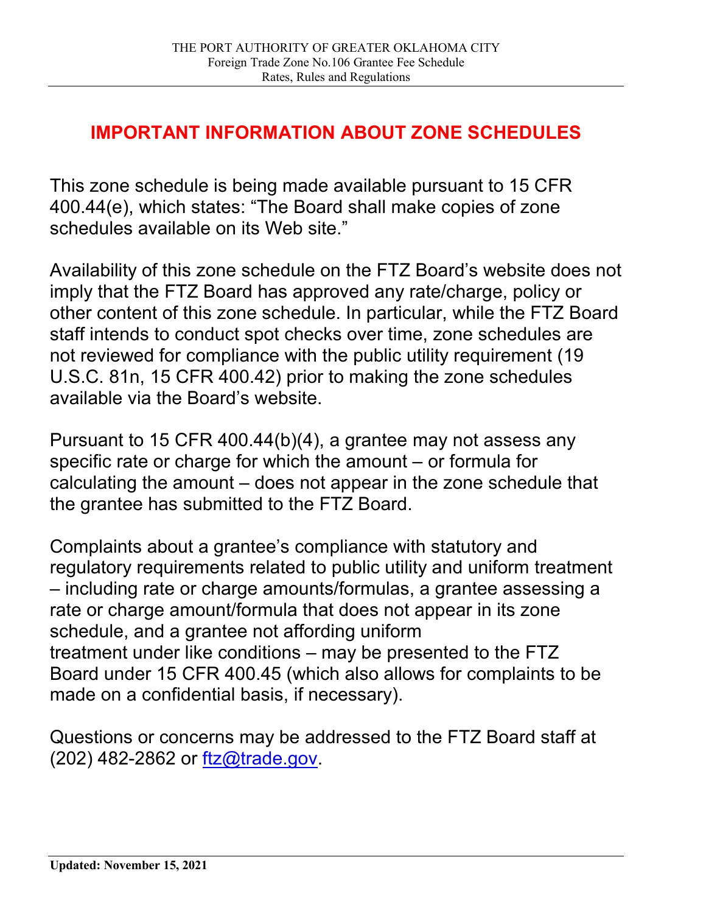# IMPORTANT INFORMATION ABOUT ZONE SCHEDULES

This zone schedule is being made available pursuant to 15 CFR 400.44(e), which states: "The Board shall make copies of zone schedules available on its Web site."

Availability of this zone schedule on the FTZ Board's website does not imply that the FTZ Board has approved any rate/charge, policy or other content of this zone schedule. In particular, while the FTZ Board staff intends to conduct spot checks over time, zone schedules are not reviewed for compliance with the public utility requirement (19 U.S.C. 81n, 15 CFR 400.42) prior to making the zone schedules available via the Board's website.

Pursuant to 15 CFR 400.44(b)(4), a grantee may not assess any specific rate or charge for which the amount – or formula for calculating the amount – does not appear in the zone schedule that the grantee has submitted to the FTZ Board.

Complaints about a grantee's compliance with statutory and regulatory requirements related to public utility and uniform treatment – including rate or charge amounts/formulas, a grantee assessing a rate or charge amount/formula that does not appear in its zone schedule, and a grantee not affording uniform treatment under like conditions – may be presented to the FTZ Board under 15 CFR 400.45 (which also allows for complaints to be made on a confidential basis, if necessary).

Questions or concerns may be addressed to the FTZ Board staff at (202) 482-2862 or ftz@trade.gov.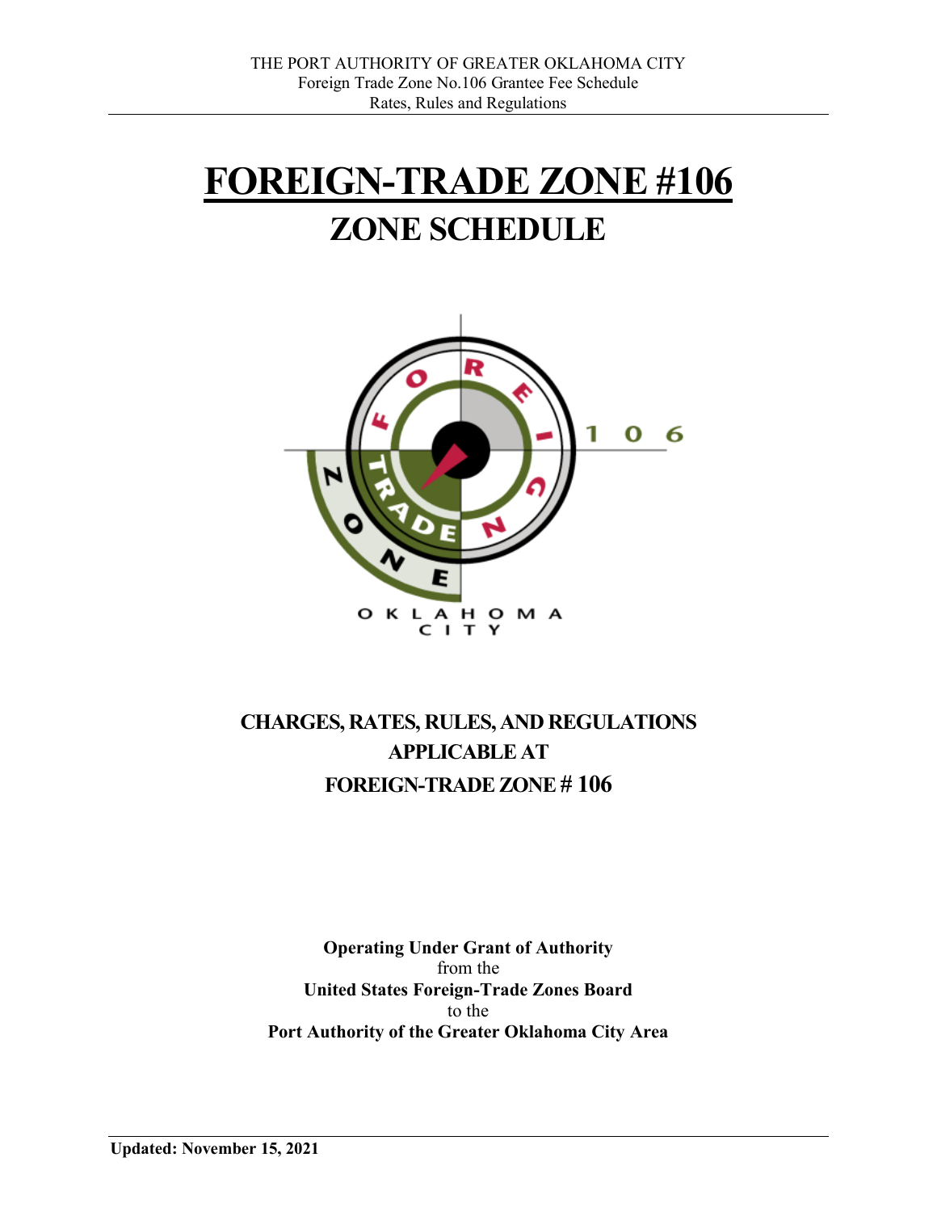# FOREIGN-TRADE ZONE #106

## ZONE SCHEDULE

**CHARGES, RATES, RULES, AND REGULATIONS APPLICABLE AT FOREIGN-TRADE ZONE # 106**

**Operating Under Grant of Authority**
from the
**United States Foreign-Trade Zones Board**
to the
**Port Authority of the Greater Oklahoma City Area**

**Updated: November 15, 2021**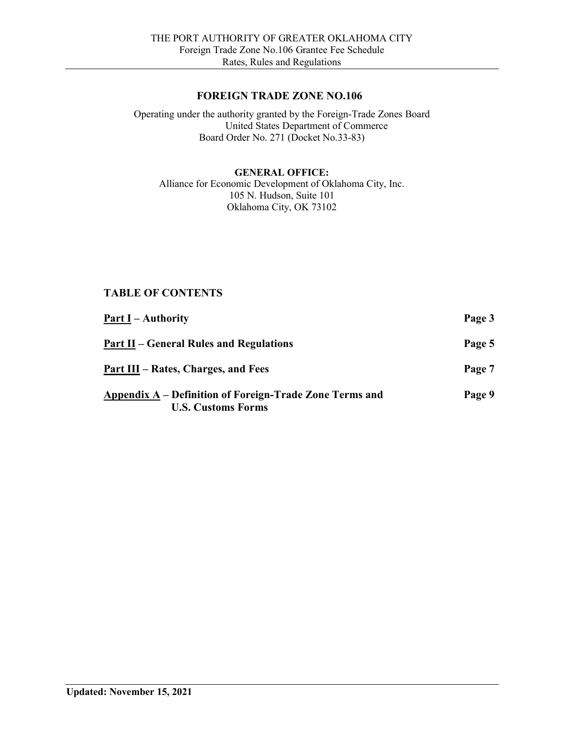## FOREIGN TRADE ZONE NO.106

Operating under the authority granted by the Foreign-Trade Zones Board
United States Department of Commerce
Board Order No. 271 (Docket No.33-83)

**GENERAL OFFICE:**
Alliance for Economic Development of Oklahoma City, Inc.
105 N. Hudson, Suite 101
Oklahoma City, OK 73102

## TABLE OF CONTENTS

| | |
|---|---|
| **<u>Part I</u> – Authority** | **Page 3** |
| **<u>Part II</u> – General Rules and Regulations** | **Page 5** |
| **<u>Part III</u> – Rates, Charges, and Fees** | **Page 7** |
| **<u>Appendix A</u> – Definition of Foreign-Trade Zone Terms and U.S. Customs Forms** | **Page 9** |

**Updated: November 15, 2021**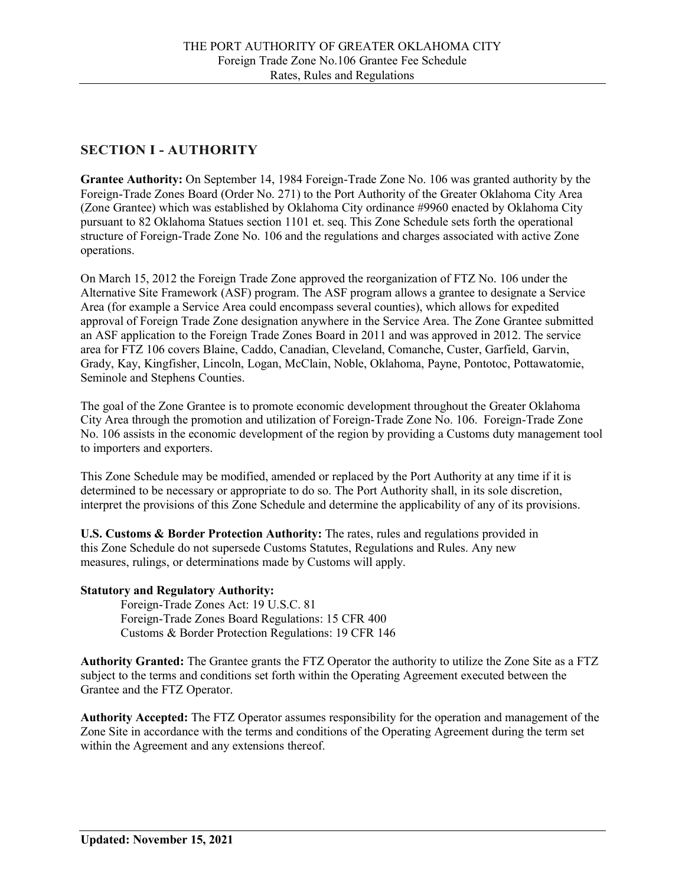## SECTION I - AUTHORITY

**Grantee Authority:** On September 14, 1984 Foreign-Trade Zone No. 106 was granted authority by the Foreign-Trade Zones Board (Order No. 271) to the Port Authority of the Greater Oklahoma City Area (Zone Grantee) which was established by Oklahoma City ordinance #9960 enacted by Oklahoma City pursuant to 82 Oklahoma Statues section 1101 et. seq. This Zone Schedule sets forth the operational structure of Foreign-Trade Zone No. 106 and the regulations and charges associated with active Zone operations.

On March 15, 2012 the Foreign Trade Zone approved the reorganization of FTZ No. 106 under the Alternative Site Framework (ASF) program. The ASF program allows a grantee to designate a Service Area (for example a Service Area could encompass several counties), which allows for expedited approval of Foreign Trade Zone designation anywhere in the Service Area. The Zone Grantee submitted an ASF application to the Foreign Trade Zones Board in 2011 and was approved in 2012. The service area for FTZ 106 covers Blaine, Caddo, Canadian, Cleveland, Comanche, Custer, Garfield, Garvin, Grady, Kay, Kingfisher, Lincoln, Logan, McClain, Noble, Oklahoma, Payne, Pontotoc, Pottawatomie, Seminole and Stephens Counties.

The goal of the Zone Grantee is to promote economic development throughout the Greater Oklahoma City Area through the promotion and utilization of Foreign-Trade Zone No. 106. Foreign-Trade Zone No. 106 assists in the economic development of the region by providing a Customs duty management tool to importers and exporters.

This Zone Schedule may be modified, amended or replaced by the Port Authority at any time if it is determined to be necessary or appropriate to do so. The Port Authority shall, in its sole discretion, interpret the provisions of this Zone Schedule and determine the applicability of any of its provisions.

**U.S. Customs & Border Protection Authority:** The rates, rules and regulations provided in this Zone Schedule do not supersede Customs Statutes, Regulations and Rules. Any new measures, rulings, or determinations made by Customs will apply.

**Statutory and Regulatory Authority:**

Foreign-Trade Zones Act: 19 U.S.C. 81
Foreign-Trade Zones Board Regulations: 15 CFR 400
Customs & Border Protection Regulations: 19 CFR 146

**Authority Granted:** The Grantee grants the FTZ Operator the authority to utilize the Zone Site as a FTZ subject to the terms and conditions set forth within the Operating Agreement executed between the Grantee and the FTZ Operator.

**Authority Accepted:** The FTZ Operator assumes responsibility for the operation and management of the Zone Site in accordance with the terms and conditions of the Operating Agreement during the term set within the Agreement and any extensions thereof.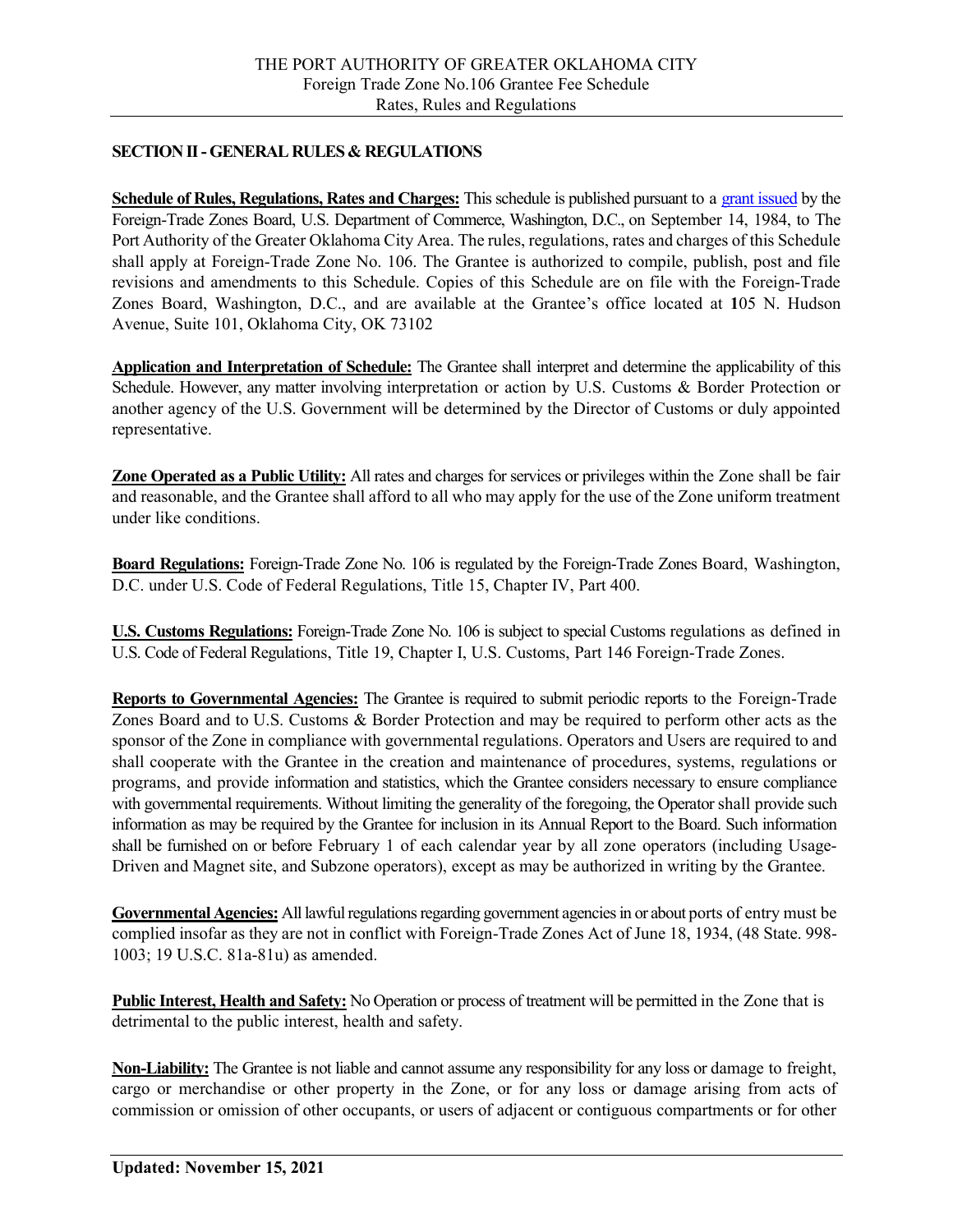## SECTION II - GENERAL RULES & REGULATIONS

**Schedule of Rules, Regulations, Rates and Charges:** This schedule is published pursuant to a grant issued by the Foreign-Trade Zones Board, U.S. Department of Commerce, Washington, D.C., on September 14, 1984, to The Port Authority of the Greater Oklahoma City Area. The rules, regulations, rates and charges of this Schedule shall apply at Foreign-Trade Zone No. 106. The Grantee is authorized to compile, publish, post and file revisions and amendments to this Schedule. Copies of this Schedule are on file with the Foreign-Trade Zones Board, Washington, D.C., and are available at the Grantee's office located at 105 N. Hudson Avenue, Suite 101, Oklahoma City, OK 73102

**Application and Interpretation of Schedule:** The Grantee shall interpret and determine the applicability of this Schedule. However, any matter involving interpretation or action by U.S. Customs & Border Protection or another agency of the U.S. Government will be determined by the Director of Customs or duly appointed representative.

**Zone Operated as a Public Utility:** All rates and charges for services or privileges within the Zone shall be fair and reasonable, and the Grantee shall afford to all who may apply for the use of the Zone uniform treatment under like conditions.

**Board Regulations:** Foreign-Trade Zone No. 106 is regulated by the Foreign-Trade Zones Board, Washington, D.C. under U.S. Code of Federal Regulations, Title 15, Chapter IV, Part 400.

**U.S. Customs Regulations:** Foreign-Trade Zone No. 106 is subject to special Customs regulations as defined in U.S. Code of Federal Regulations, Title 19, Chapter I, U.S. Customs, Part 146 Foreign-Trade Zones.

**Reports to Governmental Agencies:** The Grantee is required to submit periodic reports to the Foreign-Trade Zones Board and to U.S. Customs & Border Protection and may be required to perform other acts as the sponsor of the Zone in compliance with governmental regulations. Operators and Users are required to and shall cooperate with the Grantee in the creation and maintenance of procedures, systems, regulations or programs, and provide information and statistics, which the Grantee considers necessary to ensure compliance with governmental requirements. Without limiting the generality of the foregoing, the Operator shall provide such information as may be required by the Grantee for inclusion in its Annual Report to the Board. Such information shall be furnished on or before February 1 of each calendar year by all zone operators (including Usage-Driven and Magnet site, and Subzone operators), except as may be authorized in writing by the Grantee.

**Governmental Agencies:** All lawful regulations regarding government agencies in or about ports of entry must be complied insofar as they are not in conflict with Foreign-Trade Zones Act of June 18, 1934, (48 State. 998-1003; 19 U.S.C. 81a-81u) as amended.

**Public Interest, Health and Safety:** No Operation or process of treatment will be permitted in the Zone that is detrimental to the public interest, health and safety.

**Non-Liability:** The Grantee is not liable and cannot assume any responsibility for any loss or damage to freight, cargo or merchandise or other property in the Zone, or for any loss or damage arising from acts of commission or omission of other occupants, or users of adjacent or contiguous compartments or for other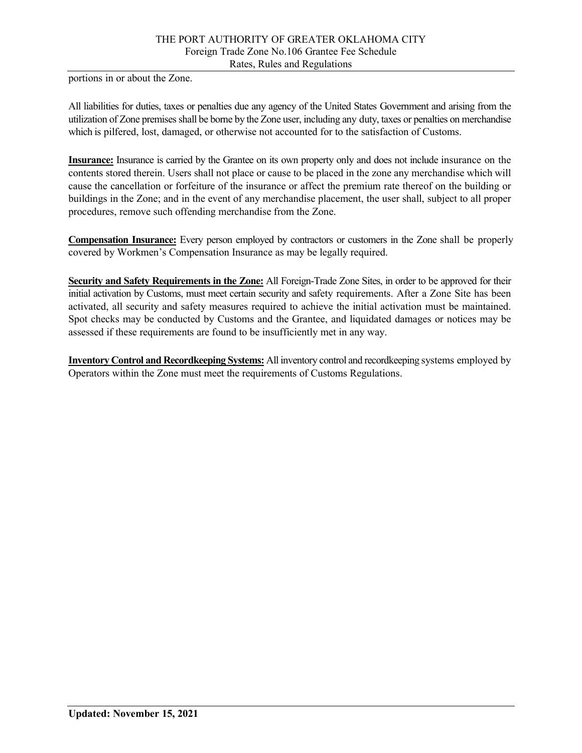portions in or about the Zone.

All liabilities for duties, taxes or penalties due any agency of the United States Government and arising from the utilization of Zone premises shall be borne by the Zone user, including any duty, taxes or penalties on merchandise which is pilfered, lost, damaged, or otherwise not accounted for to the satisfaction of Customs.

**Insurance:** Insurance is carried by the Grantee on its own property only and does not include insurance on the contents stored therein. Users shall not place or cause to be placed in the zone any merchandise which will cause the cancellation or forfeiture of the insurance or affect the premium rate thereof on the building or buildings in the Zone; and in the event of any merchandise placement, the user shall, subject to all proper procedures, remove such offending merchandise from the Zone.

**Compensation Insurance:** Every person employed by contractors or customers in the Zone shall be properly covered by Workmen's Compensation Insurance as may be legally required.

**Security and Safety Requirements in the Zone:** All Foreign-Trade Zone Sites, in order to be approved for their initial activation by Customs, must meet certain security and safety requirements. After a Zone Site has been activated, all security and safety measures required to achieve the initial activation must be maintained. Spot checks may be conducted by Customs and the Grantee, and liquidated damages or notices may be assessed if these requirements are found to be insufficiently met in any way.

**Inventory Control and Recordkeeping Systems:** All inventory control and recordkeeping systems employed by Operators within the Zone must meet the requirements of Customs Regulations.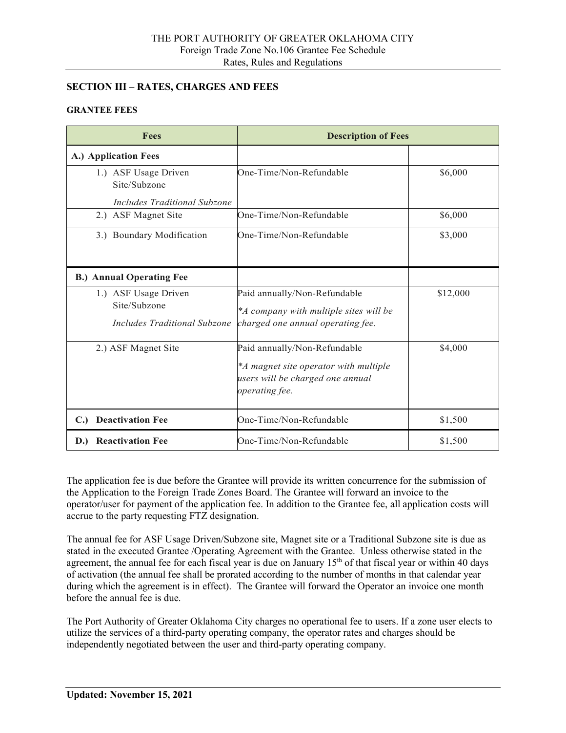## SECTION III – RATES, CHARGES AND FEES

### GRANTEE FEES

| Fees | Description of Fees | |
|---|---|---|
| **A.) Application Fees** | | |
| 1.) ASF Usage Driven Site/Subzone *Includes Traditional Subzone* | One-Time/Non-Refundable | $6,000 |
| 2.) ASF Magnet Site | One-Time/Non-Refundable | $6,000 |
| 3.) Boundary Modification | One-Time/Non-Refundable | $3,000 |
| **B.) Annual Operating Fee** | | |
| 1.) ASF Usage Driven Site/Subzone *Includes Traditional Subzone* | Paid annually/Non-Refundable *\*A company with multiple sites will be charged one annual operating fee.* | $12,000 |
| 2.) ASF Magnet Site | Paid annually/Non-Refundable *\*A magnet site operator with multiple users will be charged one annual operating fee.* | $4,000 |
| **C.) Deactivation Fee** | One-Time/Non-Refundable | $1,500 |
| **D.) Reactivation Fee** | One-Time/Non-Refundable | $1,500 |

The application fee is due before the Grantee will provide its written concurrence for the submission of the Application to the Foreign Trade Zones Board. The Grantee will forward an invoice to the operator/user for payment of the application fee. In addition to the Grantee fee, all application costs will accrue to the party requesting FTZ designation.

The annual fee for ASF Usage Driven/Subzone site, Magnet site or a Traditional Subzone site is due as stated in the executed Grantee /Operating Agreement with the Grantee. Unless otherwise stated in the agreement, the annual fee for each fiscal year is due on January 15th of that fiscal year or within 40 days of activation (the annual fee shall be prorated according to the number of months in that calendar year during which the agreement is in effect). The Grantee will forward the Operator an invoice one month before the annual fee is due.

The Port Authority of Greater Oklahoma City charges no operational fee to users. If a zone user elects to utilize the services of a third-party operating company, the operator rates and charges should be independently negotiated between the user and third-party operating company.

**Updated: November 15, 2021**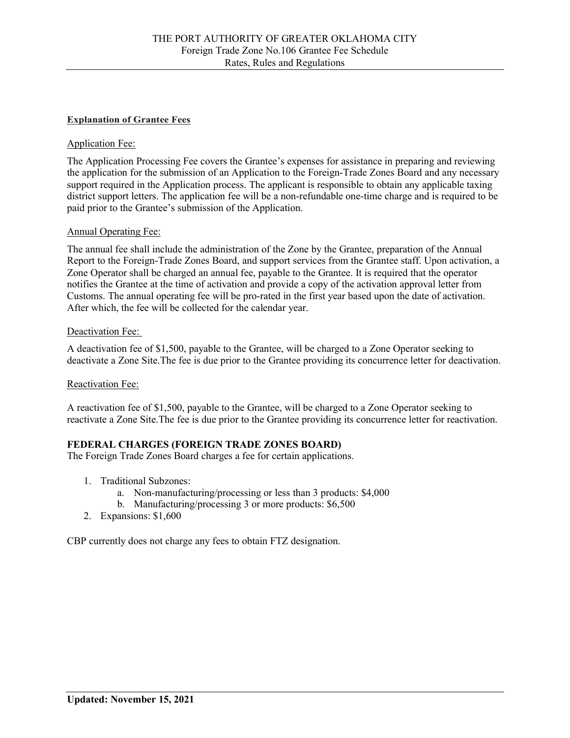**Explanation of Grantee Fees**

Application Fee:

The Application Processing Fee covers the Grantee's expenses for assistance in preparing and reviewing the application for the submission of an Application to the Foreign-Trade Zones Board and any necessary support required in the Application process. The applicant is responsible to obtain any applicable taxing district support letters. The application fee will be a non-refundable one-time charge and is required to be paid prior to the Grantee's submission of the Application.

Annual Operating Fee:

The annual fee shall include the administration of the Zone by the Grantee, preparation of the Annual Report to the Foreign-Trade Zones Board, and support services from the Grantee staff. Upon activation, a Zone Operator shall be charged an annual fee, payable to the Grantee. It is required that the operator notifies the Grantee at the time of activation and provide a copy of the activation approval letter from Customs. The annual operating fee will be pro-rated in the first year based upon the date of activation. After which, the fee will be collected for the calendar year.

Deactivation Fee:

A deactivation fee of $1,500, payable to the Grantee, will be charged to a Zone Operator seeking to deactivate a Zone Site.The fee is due prior to the Grantee providing its concurrence letter for deactivation.

Reactivation Fee:

A reactivation fee of $1,500, payable to the Grantee, will be charged to a Zone Operator seeking to reactivate a Zone Site.The fee is due prior to the Grantee providing its concurrence letter for reactivation.

**FEDERAL CHARGES (FOREIGN TRADE ZONES BOARD)**

The Foreign Trade Zones Board charges a fee for certain applications.

1. Traditional Subzones:
   a. Non-manufacturing/processing or less than 3 products: $4,000
   b. Manufacturing/processing 3 or more products: $6,500
2. Expansions: $1,600

CBP currently does not charge any fees to obtain FTZ designation.

**Updated: November 15, 2021**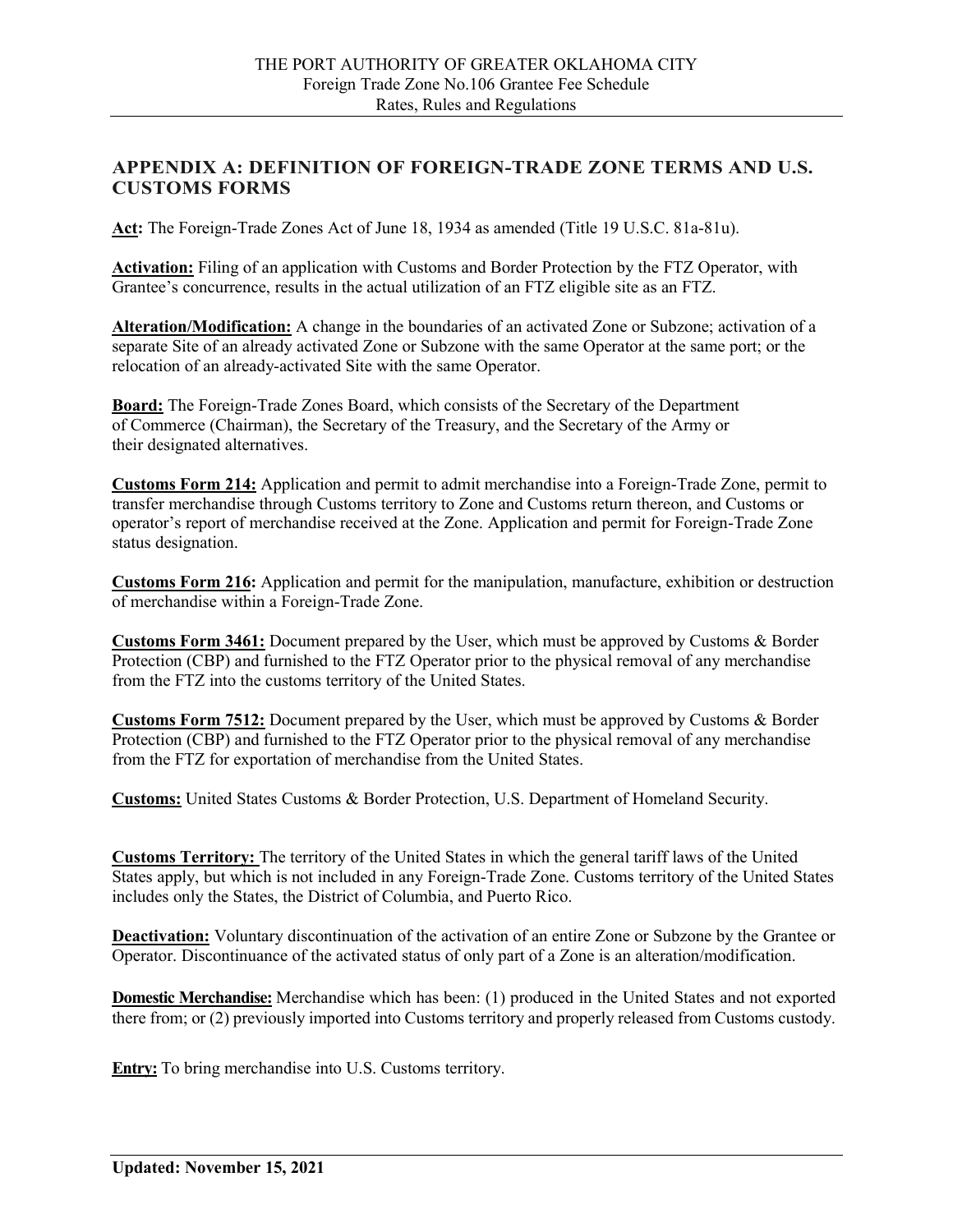## APPENDIX A: DEFINITION OF FOREIGN-TRADE ZONE TERMS AND U.S. CUSTOMS FORMS

**Act:** The Foreign-Trade Zones Act of June 18, 1934 as amended (Title 19 U.S.C. 81a-81u).

**Activation:** Filing of an application with Customs and Border Protection by the FTZ Operator, with Grantee's concurrence, results in the actual utilization of an FTZ eligible site as an FTZ.

**Alteration/Modification:** A change in the boundaries of an activated Zone or Subzone; activation of a separate Site of an already activated Zone or Subzone with the same Operator at the same port; or the relocation of an already-activated Site with the same Operator.

**Board:** The Foreign-Trade Zones Board, which consists of the Secretary of the Department of Commerce (Chairman), the Secretary of the Treasury, and the Secretary of the Army or their designated alternatives.

**Customs Form 214:** Application and permit to admit merchandise into a Foreign-Trade Zone, permit to transfer merchandise through Customs territory to Zone and Customs return thereon, and Customs or operator's report of merchandise received at the Zone. Application and permit for Foreign-Trade Zone status designation.

**Customs Form 216:** Application and permit for the manipulation, manufacture, exhibition or destruction of merchandise within a Foreign-Trade Zone.

**Customs Form 3461:** Document prepared by the User, which must be approved by Customs & Border Protection (CBP) and furnished to the FTZ Operator prior to the physical removal of any merchandise from the FTZ into the customs territory of the United States.

**Customs Form 7512:** Document prepared by the User, which must be approved by Customs & Border Protection (CBP) and furnished to the FTZ Operator prior to the physical removal of any merchandise from the FTZ for exportation of merchandise from the United States.

**Customs:** United States Customs & Border Protection, U.S. Department of Homeland Security.

**Customs Territory:** The territory of the United States in which the general tariff laws of the United States apply, but which is not included in any Foreign-Trade Zone. Customs territory of the United States includes only the States, the District of Columbia, and Puerto Rico.

**Deactivation:** Voluntary discontinuation of the activation of an entire Zone or Subzone by the Grantee or Operator. Discontinuance of the activated status of only part of a Zone is an alteration/modification.

**Domestic Merchandise:** Merchandise which has been: (1) produced in the United States and not exported there from; or (2) previously imported into Customs territory and properly released from Customs custody.

**Entry:** To bring merchandise into U.S. Customs territory.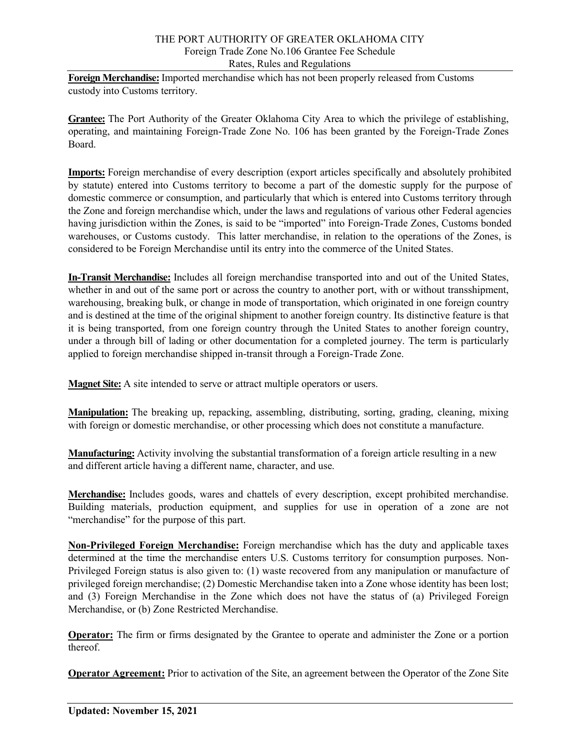**Foreign Merchandise:** Imported merchandise which has not been properly released from Customs custody into Customs territory.

**Grantee:** The Port Authority of the Greater Oklahoma City Area to which the privilege of establishing, operating, and maintaining Foreign-Trade Zone No. 106 has been granted by the Foreign-Trade Zones Board.

**Imports:** Foreign merchandise of every description (export articles specifically and absolutely prohibited by statute) entered into Customs territory to become a part of the domestic supply for the purpose of domestic commerce or consumption, and particularly that which is entered into Customs territory through the Zone and foreign merchandise which, under the laws and regulations of various other Federal agencies having jurisdiction within the Zones, is said to be "imported" into Foreign-Trade Zones, Customs bonded warehouses, or Customs custody. This latter merchandise, in relation to the operations of the Zones, is considered to be Foreign Merchandise until its entry into the commerce of the United States.

**In-Transit Merchandise:** Includes all foreign merchandise transported into and out of the United States, whether in and out of the same port or across the country to another port, with or without transshipment, warehousing, breaking bulk, or change in mode of transportation, which originated in one foreign country and is destined at the time of the original shipment to another foreign country. Its distinctive feature is that it is being transported, from one foreign country through the United States to another foreign country, under a through bill of lading or other documentation for a completed journey. The term is particularly applied to foreign merchandise shipped in-transit through a Foreign-Trade Zone.

**Magnet Site:** A site intended to serve or attract multiple operators or users.

**Manipulation:** The breaking up, repacking, assembling, distributing, sorting, grading, cleaning, mixing with foreign or domestic merchandise, or other processing which does not constitute a manufacture.

**Manufacturing:** Activity involving the substantial transformation of a foreign article resulting in a new and different article having a different name, character, and use.

**Merchandise:** Includes goods, wares and chattels of every description, except prohibited merchandise. Building materials, production equipment, and supplies for use in operation of a zone are not "merchandise" for the purpose of this part.

**Non-Privileged Foreign Merchandise:** Foreign merchandise which has the duty and applicable taxes determined at the time the merchandise enters U.S. Customs territory for consumption purposes. Non-Privileged Foreign status is also given to: (1) waste recovered from any manipulation or manufacture of privileged foreign merchandise; (2) Domestic Merchandise taken into a Zone whose identity has been lost; and (3) Foreign Merchandise in the Zone which does not have the status of (a) Privileged Foreign Merchandise, or (b) Zone Restricted Merchandise.

**Operator:** The firm or firms designated by the Grantee to operate and administer the Zone or a portion thereof.

**Operator Agreement:** Prior to activation of the Site, an agreement between the Operator of the Zone Site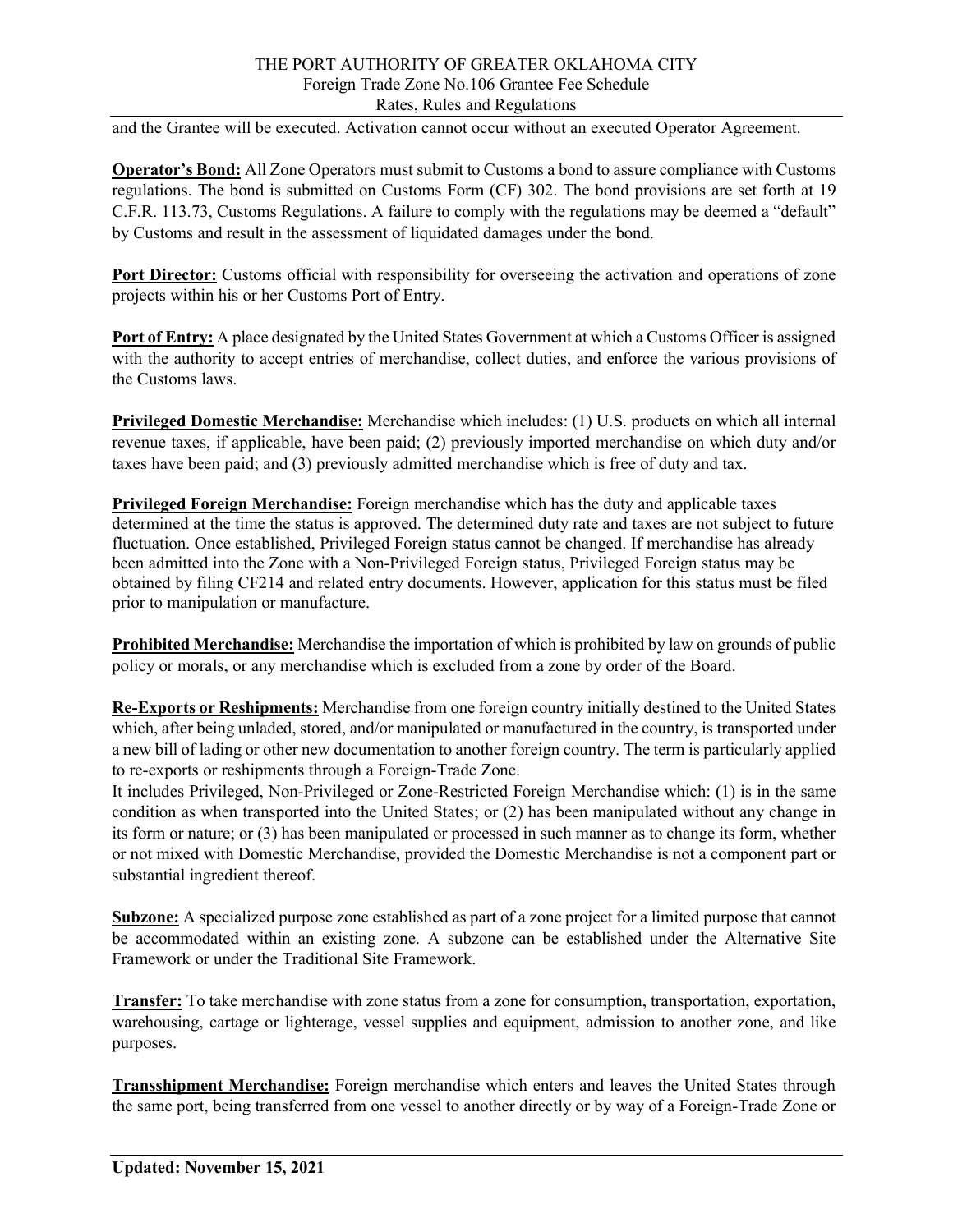and the Grantee will be executed. Activation cannot occur without an executed Operator Agreement.

**Operator's Bond:** All Zone Operators must submit to Customs a bond to assure compliance with Customs regulations. The bond is submitted on Customs Form (CF) 302. The bond provisions are set forth at 19 C.F.R. 113.73, Customs Regulations. A failure to comply with the regulations may be deemed a "default" by Customs and result in the assessment of liquidated damages under the bond.

**Port Director:** Customs official with responsibility for overseeing the activation and operations of zone projects within his or her Customs Port of Entry.

**Port of Entry:** A place designated by the United States Government at which a Customs Officer is assigned with the authority to accept entries of merchandise, collect duties, and enforce the various provisions of the Customs laws.

**Privileged Domestic Merchandise:** Merchandise which includes: (1) U.S. products on which all internal revenue taxes, if applicable, have been paid; (2) previously imported merchandise on which duty and/or taxes have been paid; and (3) previously admitted merchandise which is free of duty and tax.

**Privileged Foreign Merchandise:** Foreign merchandise which has the duty and applicable taxes determined at the time the status is approved. The determined duty rate and taxes are not subject to future fluctuation. Once established, Privileged Foreign status cannot be changed. If merchandise has already been admitted into the Zone with a Non-Privileged Foreign status, Privileged Foreign status may be obtained by filing CF214 and related entry documents. However, application for this status must be filed prior to manipulation or manufacture.

**Prohibited Merchandise:** Merchandise the importation of which is prohibited by law on grounds of public policy or morals, or any merchandise which is excluded from a zone by order of the Board.

**Re-Exports or Reshipments:** Merchandise from one foreign country initially destined to the United States which, after being unladed, stored, and/or manipulated or manufactured in the country, is transported under a new bill of lading or other new documentation to another foreign country. The term is particularly applied to re-exports or reshipments through a Foreign-Trade Zone.
It includes Privileged, Non-Privileged or Zone-Restricted Foreign Merchandise which: (1) is in the same condition as when transported into the United States; or (2) has been manipulated without any change in its form or nature; or (3) has been manipulated or processed in such manner as to change its form, whether or not mixed with Domestic Merchandise, provided the Domestic Merchandise is not a component part or substantial ingredient thereof.

**Subzone:** A specialized purpose zone established as part of a zone project for a limited purpose that cannot be accommodated within an existing zone. A subzone can be established under the Alternative Site Framework or under the Traditional Site Framework.

**Transfer:** To take merchandise with zone status from a zone for consumption, transportation, exportation, warehousing, cartage or lighterage, vessel supplies and equipment, admission to another zone, and like purposes.

**Transshipment Merchandise:** Foreign merchandise which enters and leaves the United States through the same port, being transferred from one vessel to another directly or by way of a Foreign-Trade Zone or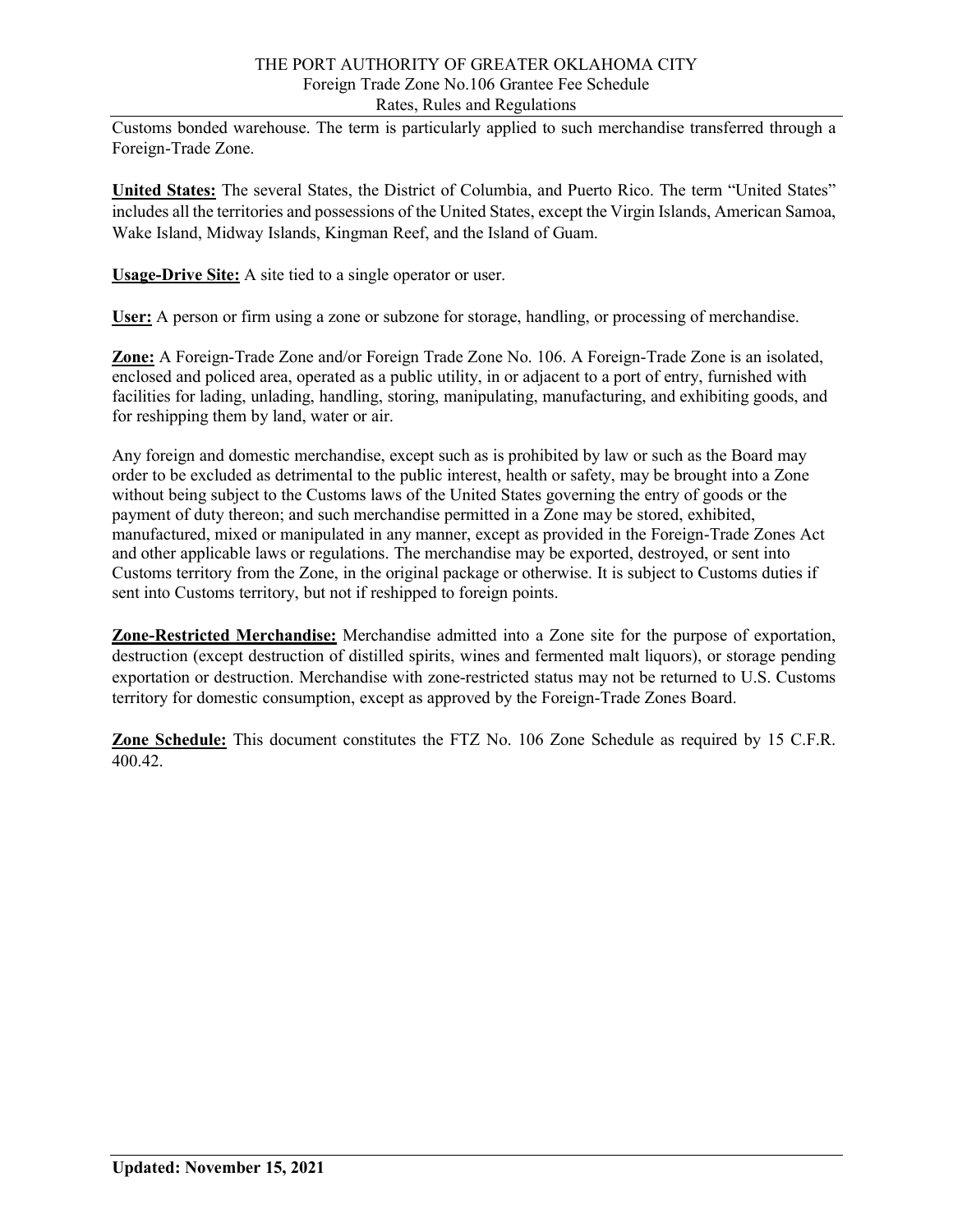Customs bonded warehouse. The term is particularly applied to such merchandise transferred through a Foreign-Trade Zone.

**United States:** The several States, the District of Columbia, and Puerto Rico. The term "United States" includes all the territories and possessions of the United States, except the Virgin Islands, American Samoa, Wake Island, Midway Islands, Kingman Reef, and the Island of Guam.

**Usage-Drive Site:** A site tied to a single operator or user.

**User:** A person or firm using a zone or subzone for storage, handling, or processing of merchandise.

**Zone:** A Foreign-Trade Zone and/or Foreign Trade Zone No. 106. A Foreign-Trade Zone is an isolated, enclosed and policed area, operated as a public utility, in or adjacent to a port of entry, furnished with facilities for lading, unlading, handling, storing, manipulating, manufacturing, and exhibiting goods, and for reshipping them by land, water or air.

Any foreign and domestic merchandise, except such as is prohibited by law or such as the Board may order to be excluded as detrimental to the public interest, health or safety, may be brought into a Zone without being subject to the Customs laws of the United States governing the entry of goods or the payment of duty thereon; and such merchandise permitted in a Zone may be stored, exhibited, manufactured, mixed or manipulated in any manner, except as provided in the Foreign-Trade Zones Act and other applicable laws or regulations. The merchandise may be exported, destroyed, or sent into Customs territory from the Zone, in the original package or otherwise. It is subject to Customs duties if sent into Customs territory, but not if reshipped to foreign points.

**Zone-Restricted Merchandise:** Merchandise admitted into a Zone site for the purpose of exportation, destruction (except destruction of distilled spirits, wines and fermented malt liquors), or storage pending exportation or destruction. Merchandise with zone-restricted status may not be returned to U.S. Customs territory for domestic consumption, except as approved by the Foreign-Trade Zones Board.

**Zone Schedule:** This document constitutes the FTZ No. 106 Zone Schedule as required by 15 C.F.R. 400.42.